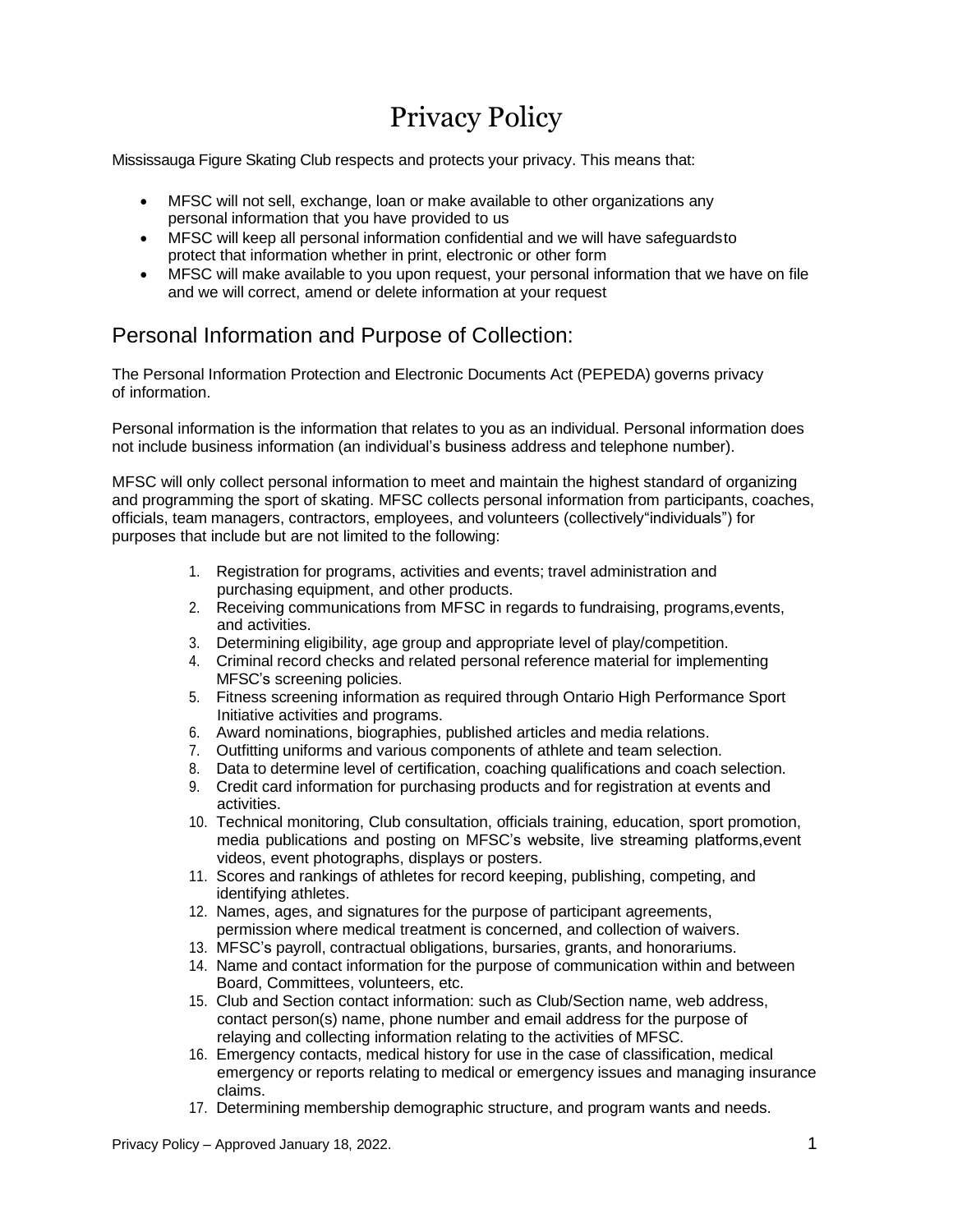# Privacy Policy

Mississauga Figure Skating Club respects and protects your privacy. This means that:

- MFSC will not sell, exchange, loan or make available to other organizations any personal information that you have provided to us
- MFSC will keep all personal information confidential and we will have safeguardsto protect that information whether in print, electronic or other form
- MFSC will make available to you upon request, your personal information that we have on file and we will correct, amend or delete information at your request

## Personal Information and Purpose of Collection:

The Personal Information Protection and Electronic Documents Act (PEPEDA) governs privacy of information.

Personal information is the information that relates to you as an individual. Personal information does not include business information (an individual's business address and telephone number).

MFSC will only collect personal information to meet and maintain the highest standard of organizing and programming the sport of skating. MFSC collects personal information from participants, coaches, officials, team managers, contractors, employees, and volunteers (collectively"individuals") for purposes that include but are not limited to the following:

1. Registration for programs, activities and events; travel administration and purchasing equipment, and other products.
2. Receiving communications from MFSC in regards to fundraising, programs,events, and activities.
3. Determining eligibility, age group and appropriate level of play/competition.
4. Criminal record checks and related personal reference material for implementing MFSC's screening policies.
5. Fitness screening information as required through Ontario High Performance Sport Initiative activities and programs.
6. Award nominations, biographies, published articles and media relations.
7. Outfitting uniforms and various components of athlete and team selection.
8. Data to determine level of certification, coaching qualifications and coach selection.
9. Credit card information for purchasing products and for registration at events and activities.
10. Technical monitoring, Club consultation, officials training, education, sport promotion, media publications and posting on MFSC's website, live streaming platforms,event videos, event photographs, displays or posters.
11. Scores and rankings of athletes for record keeping, publishing, competing, and identifying athletes.
12. Names, ages, and signatures for the purpose of participant agreements, permission where medical treatment is concerned, and collection of waivers.
13. MFSC's payroll, contractual obligations, bursaries, grants, and honorariums.
14. Name and contact information for the purpose of communication within and between Board, Committees, volunteers, etc.
15. Club and Section contact information: such as Club/Section name, web address, contact person(s) name, phone number and email address for the purpose of relaying and collecting information relating to the activities of MFSC.
16. Emergency contacts, medical history for use in the case of classification, medical emergency or reports relating to medical or emergency issues and managing insurance claims.
17. Determining membership demographic structure, and program wants and needs.

Privacy Policy – Approved January 18, 2022.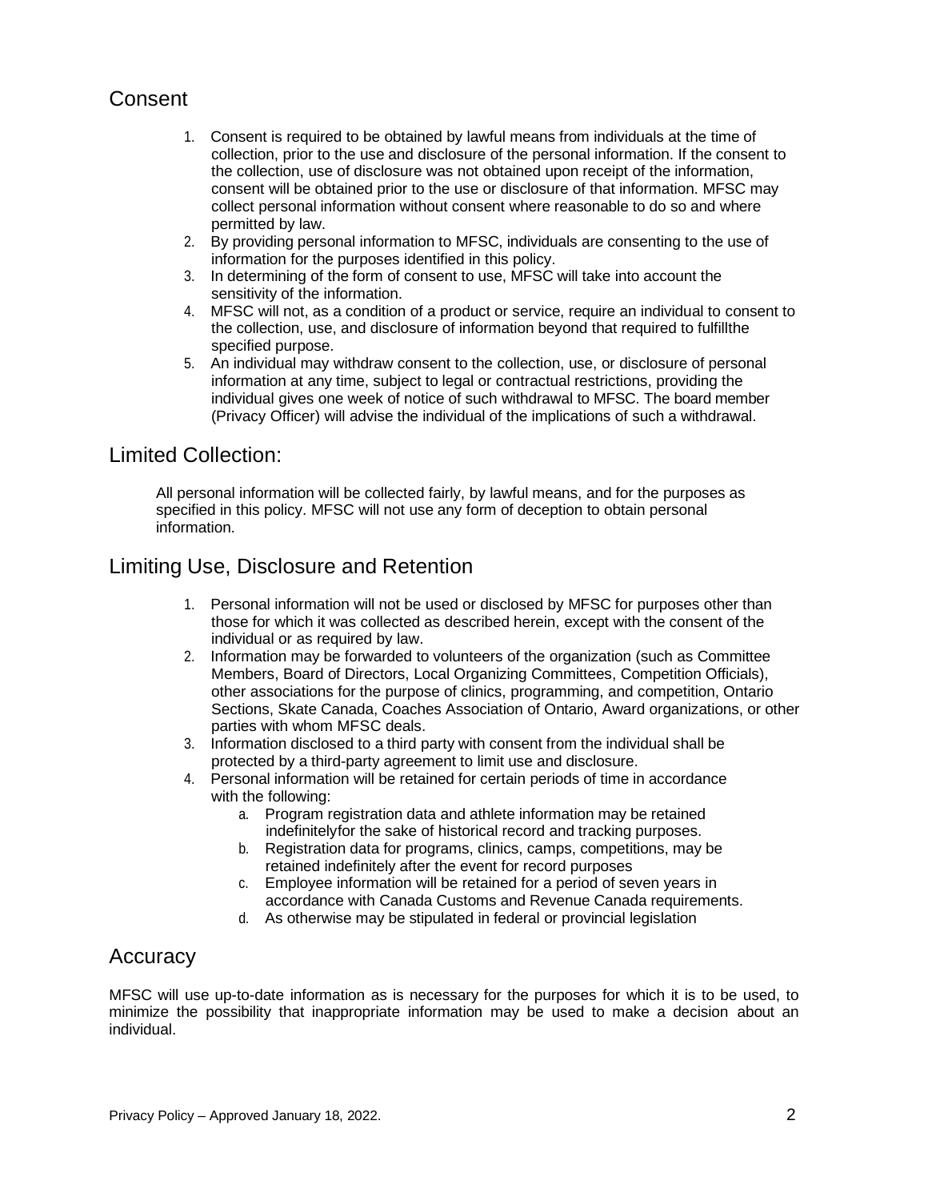## Consent

1. Consent is required to be obtained by lawful means from individuals at the time of collection, prior to the use and disclosure of the personal information. If the consent to the collection, use of disclosure was not obtained upon receipt of the information, consent will be obtained prior to the use or disclosure of that information. MFSC may collect personal information without consent where reasonable to do so and where permitted by law.
2. By providing personal information to MFSC, individuals are consenting to the use of information for the purposes identified in this policy.
3. In determining of the form of consent to use, MFSC will take into account the sensitivity of the information.
4. MFSC will not, as a condition of a product or service, require an individual to consent to the collection, use, and disclosure of information beyond that required to fulfillthe specified purpose.
5. An individual may withdraw consent to the collection, use, or disclosure of personal information at any time, subject to legal or contractual restrictions, providing the individual gives one week of notice of such withdrawal to MFSC. The board member (Privacy Officer) will advise the individual of the implications of such a withdrawal.

## Limited Collection:

All personal information will be collected fairly, by lawful means, and for the purposes as specified in this policy. MFSC will not use any form of deception to obtain personal information.

## Limiting Use, Disclosure and Retention

1. Personal information will not be used or disclosed by MFSC for purposes other than those for which it was collected as described herein, except with the consent of the individual or as required by law.
2. Information may be forwarded to volunteers of the organization (such as Committee Members, Board of Directors, Local Organizing Committees, Competition Officials), other associations for the purpose of clinics, programming, and competition, Ontario Sections, Skate Canada, Coaches Association of Ontario, Award organizations, or other parties with whom MFSC deals.
3. Information disclosed to a third party with consent from the individual shall be protected by a third-party agreement to limit use and disclosure.
4. Personal information will be retained for certain periods of time in accordance with the following:
   a. Program registration data and athlete information may be retained indefinitelyfor the sake of historical record and tracking purposes.
   b. Registration data for programs, clinics, camps, competitions, may be retained indefinitely after the event for record purposes
   c. Employee information will be retained for a period of seven years in accordance with Canada Customs and Revenue Canada requirements.
   d. As otherwise may be stipulated in federal or provincial legislation

## Accuracy

MFSC will use up-to-date information as is necessary for the purposes for which it is to be used, to minimize the possibility that inappropriate information may be used to make a decision about an individual.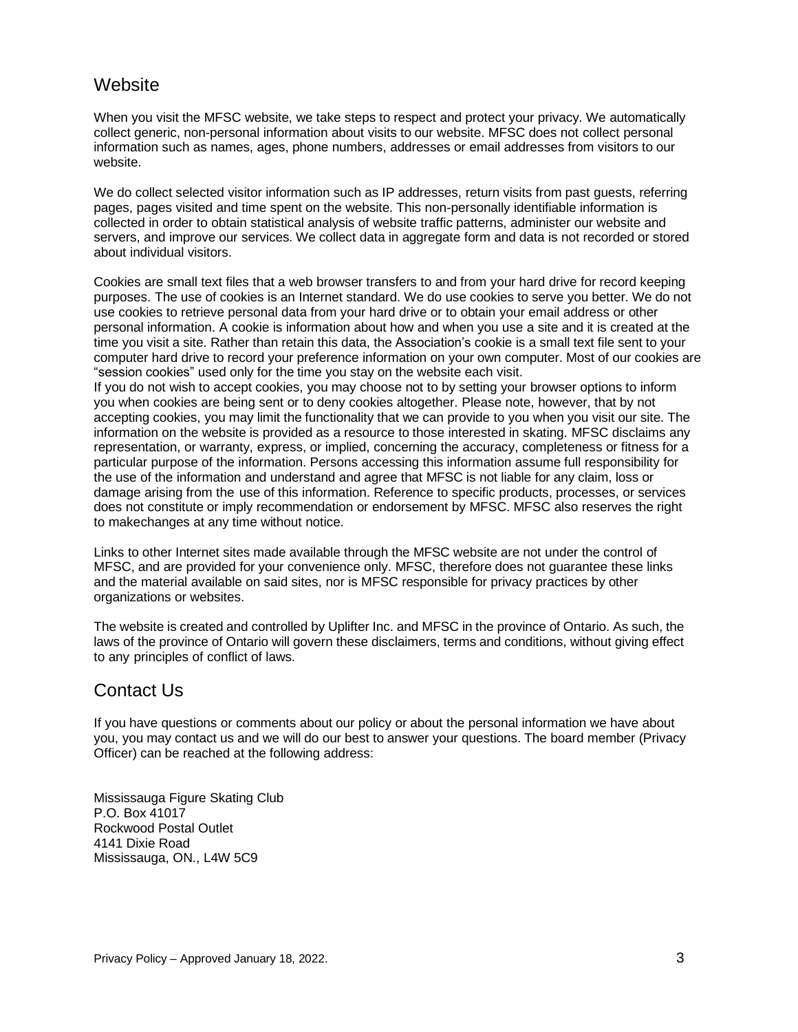## Website

When you visit the MFSC website, we take steps to respect and protect your privacy. We automatically collect generic, non-personal information about visits to our website. MFSC does not collect personal information such as names, ages, phone numbers, addresses or email addresses from visitors to our website.

We do collect selected visitor information such as IP addresses, return visits from past guests, referring pages, pages visited and time spent on the website. This non-personally identifiable information is collected in order to obtain statistical analysis of website traffic patterns, administer our website and servers, and improve our services. We collect data in aggregate form and data is not recorded or stored about individual visitors.

Cookies are small text files that a web browser transfers to and from your hard drive for record keeping purposes. The use of cookies is an Internet standard. We do use cookies to serve you better. We do not use cookies to retrieve personal data from your hard drive or to obtain your email address or other personal information. A cookie is information about how and when you use a site and it is created at the time you visit a site. Rather than retain this data, the Association's cookie is a small text file sent to your computer hard drive to record your preference information on your own computer. Most of our cookies are "session cookies" used only for the time you stay on the website each visit.
If you do not wish to accept cookies, you may choose not to by setting your browser options to inform you when cookies are being sent or to deny cookies altogether. Please note, however, that by not accepting cookies, you may limit the functionality that we can provide to you when you visit our site. The information on the website is provided as a resource to those interested in skating. MFSC disclaims any representation, or warranty, express, or implied, concerning the accuracy, completeness or fitness for a particular purpose of the information. Persons accessing this information assume full responsibility for the use of the information and understand and agree that MFSC is not liable for any claim, loss or damage arising from the use of this information. Reference to specific products, processes, or services does not constitute or imply recommendation or endorsement by MFSC. MFSC also reserves the right to makechanges at any time without notice.

Links to other Internet sites made available through the MFSC website are not under the control of MFSC, and are provided for your convenience only. MFSC, therefore does not guarantee these links and the material available on said sites, nor is MFSC responsible for privacy practices by other organizations or websites.

The website is created and controlled by Uplifter Inc. and MFSC in the province of Ontario. As such, the laws of the province of Ontario will govern these disclaimers, terms and conditions, without giving effect to any principles of conflict of laws.

## Contact Us

If you have questions or comments about our policy or about the personal information we have about you, you may contact us and we will do our best to answer your questions. The board member (Privacy Officer) can be reached at the following address:

Mississauga Figure Skating Club
P.O. Box 41017
Rockwood Postal Outlet
4141 Dixie Road
Mississauga, ON., L4W 5C9

Privacy Policy – Approved January 18, 2022.